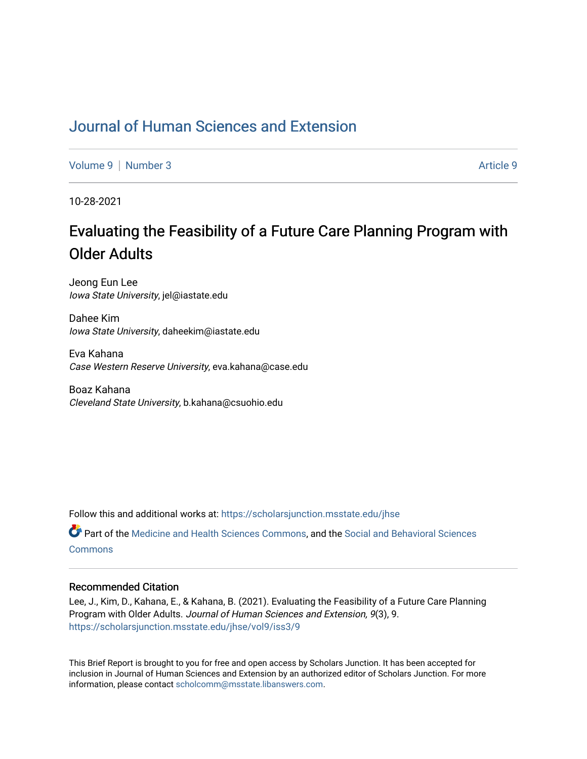# Journal of Human Sciences and Extension

Volume 9 | Number 3 Article 9

10-28-2021

## Evaluating the Feasibility of a Future Care Planning Program with Older Adults

Jeong Eun Lee
*Iowa State University*, jel@iastate.edu

Dahee Kim
*Iowa State University*, daheekim@iastate.edu

Eva Kahana
*Case Western Reserve University*, eva.kahana@case.edu

Boaz Kahana
*Cleveland State University*, b.kahana@csuohio.edu

Follow this and additional works at: https://scholarsjunction.msstate.edu/jhse

Part of the Medicine and Health Sciences Commons, and the Social and Behavioral Sciences Commons

### Recommended Citation

Lee, J., Kim, D., Kahana, E., & Kahana, B. (2021). Evaluating the Feasibility of a Future Care Planning Program with Older Adults. *Journal of Human Sciences and Extension, 9*(3), 9.
https://scholarsjunction.msstate.edu/jhse/vol9/iss3/9

This Brief Report is brought to you for free and open access by Scholars Junction. It has been accepted for inclusion in Journal of Human Sciences and Extension by an authorized editor of Scholars Junction. For more information, please contact scholcomm@msstate.libanswers.com.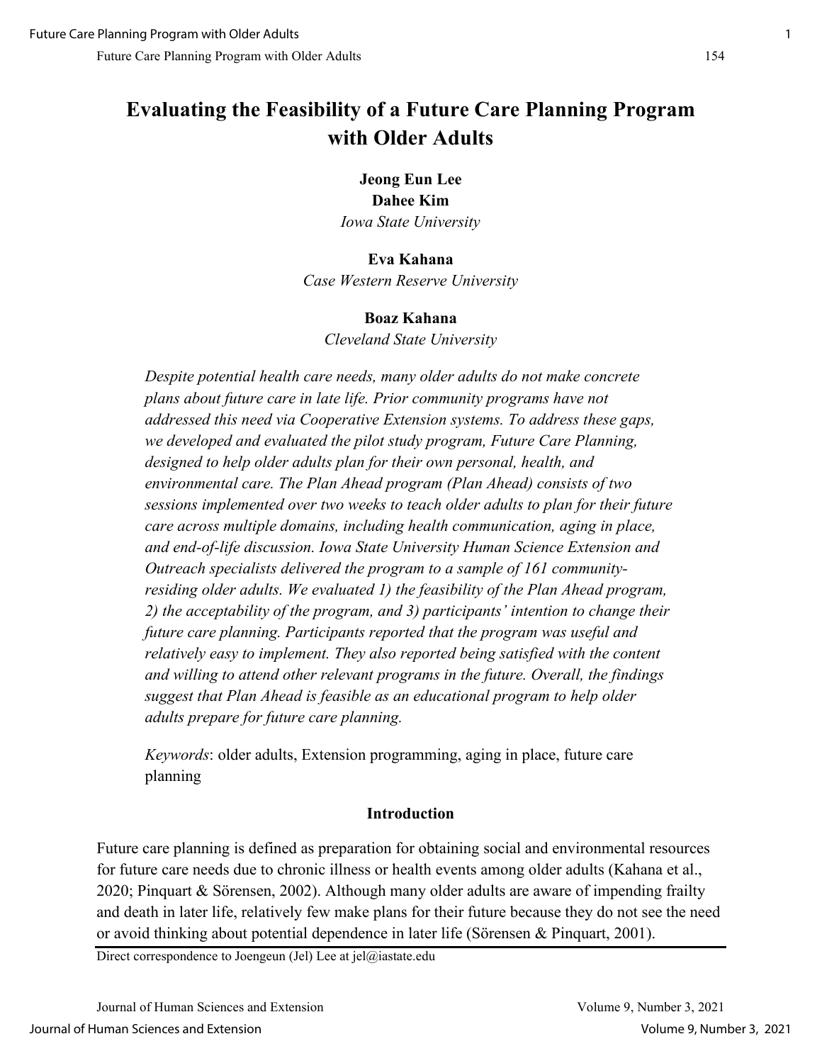# Evaluating the Feasibility of a Future Care Planning Program with Older Adults

**Jeong Eun Lee**
**Dahee Kim**
*Iowa State University*

**Eva Kahana**
*Case Western Reserve University*

**Boaz Kahana**
*Cleveland State University*

*Despite potential health care needs, many older adults do not make concrete plans about future care in late life. Prior community programs have not addressed this need via Cooperative Extension systems. To address these gaps, we developed and evaluated the pilot study program, Future Care Planning, designed to help older adults plan for their own personal, health, and environmental care. The Plan Ahead program (Plan Ahead) consists of two sessions implemented over two weeks to teach older adults to plan for their future care across multiple domains, including health communication, aging in place, and end-of-life discussion. Iowa State University Human Science Extension and Outreach specialists delivered the program to a sample of 161 community-residing older adults. We evaluated 1) the feasibility of the Plan Ahead program, 2) the acceptability of the program, and 3) participants' intention to change their future care planning. Participants reported that the program was useful and relatively easy to implement. They also reported being satisfied with the content and willing to attend other relevant programs in the future. Overall, the findings suggest that Plan Ahead is feasible as an educational program to help older adults prepare for future care planning.*

*Keywords*: older adults, Extension programming, aging in place, future care planning

## Introduction

Future care planning is defined as preparation for obtaining social and environmental resources for future care needs due to chronic illness or health events among older adults (Kahana et al., 2020; Pinquart & Sörensen, 2002). Although many older adults are aware of impending frailty and death in later life, relatively few make plans for their future because they do not see the need or avoid thinking about potential dependence in later life (Sörensen & Pinquart, 2001).

Direct correspondence to Joengeun (Jel) Lee at jel@iastate.edu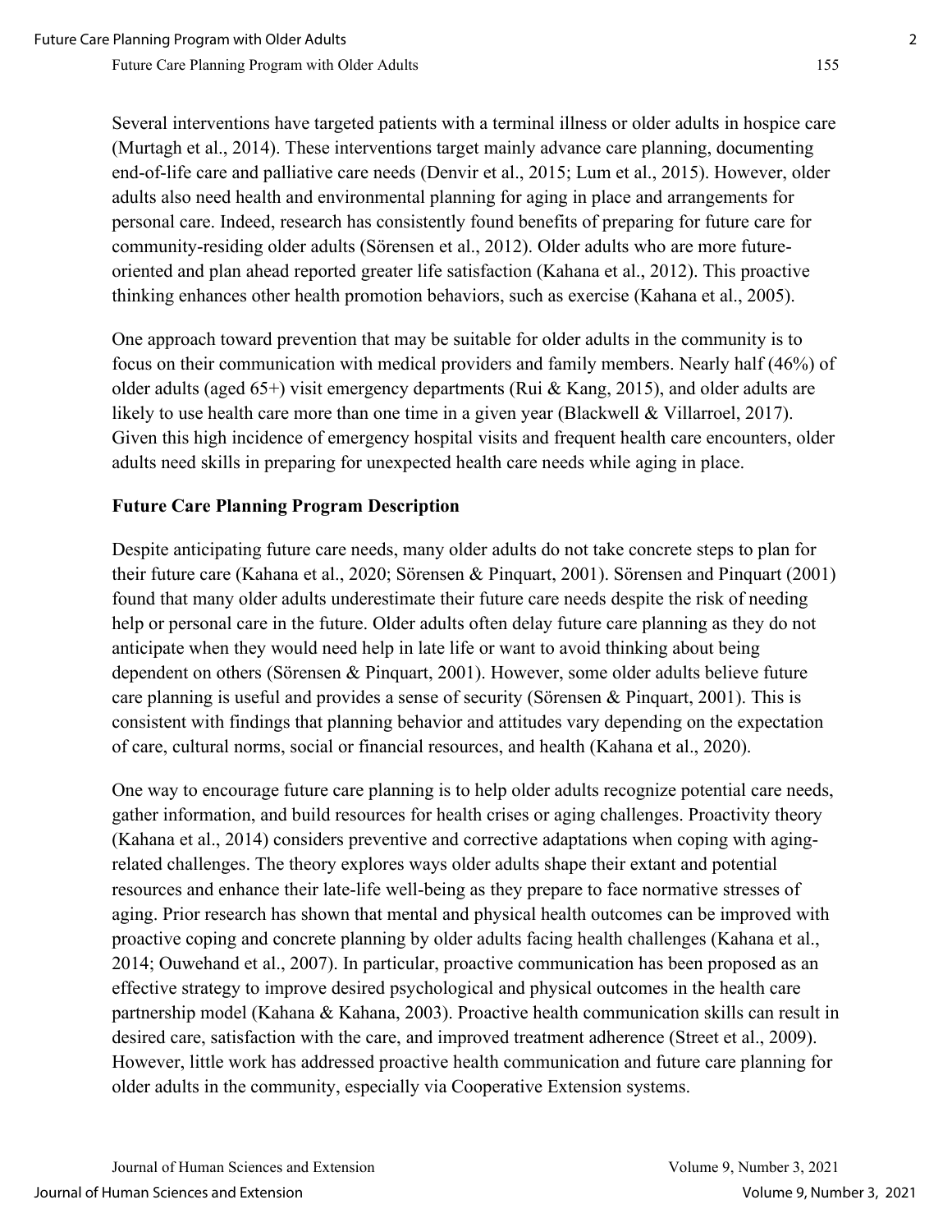Several interventions have targeted patients with a terminal illness or older adults in hospice care (Murtagh et al., 2014). These interventions target mainly advance care planning, documenting end-of-life care and palliative care needs (Denvir et al., 2015; Lum et al., 2015). However, older adults also need health and environmental planning for aging in place and arrangements for personal care. Indeed, research has consistently found benefits of preparing for future care for community-residing older adults (Sörensen et al., 2012). Older adults who are more future-oriented and plan ahead reported greater life satisfaction (Kahana et al., 2012). This proactive thinking enhances other health promotion behaviors, such as exercise (Kahana et al., 2005).

One approach toward prevention that may be suitable for older adults in the community is to focus on their communication with medical providers and family members. Nearly half (46%) of older adults (aged 65+) visit emergency departments (Rui & Kang, 2015), and older adults are likely to use health care more than one time in a given year (Blackwell & Villarroel, 2017). Given this high incidence of emergency hospital visits and frequent health care encounters, older adults need skills in preparing for unexpected health care needs while aging in place.

## Future Care Planning Program Description

Despite anticipating future care needs, many older adults do not take concrete steps to plan for their future care (Kahana et al., 2020; Sörensen & Pinquart, 2001). Sörensen and Pinquart (2001) found that many older adults underestimate their future care needs despite the risk of needing help or personal care in the future. Older adults often delay future care planning as they do not anticipate when they would need help in late life or want to avoid thinking about being dependent on others (Sörensen & Pinquart, 2001). However, some older adults believe future care planning is useful and provides a sense of security (Sörensen & Pinquart, 2001). This is consistent with findings that planning behavior and attitudes vary depending on the expectation of care, cultural norms, social or financial resources, and health (Kahana et al., 2020).

One way to encourage future care planning is to help older adults recognize potential care needs, gather information, and build resources for health crises or aging challenges. Proactivity theory (Kahana et al., 2014) considers preventive and corrective adaptations when coping with aging-related challenges. The theory explores ways older adults shape their extant and potential resources and enhance their late-life well-being as they prepare to face normative stresses of aging. Prior research has shown that mental and physical health outcomes can be improved with proactive coping and concrete planning by older adults facing health challenges (Kahana et al., 2014; Ouwehand et al., 2007). In particular, proactive communication has been proposed as an effective strategy to improve desired psychological and physical outcomes in the health care partnership model (Kahana & Kahana, 2003). Proactive health communication skills can result in desired care, satisfaction with the care, and improved treatment adherence (Street et al., 2009). However, little work has addressed proactive health communication and future care planning for older adults in the community, especially via Cooperative Extension systems.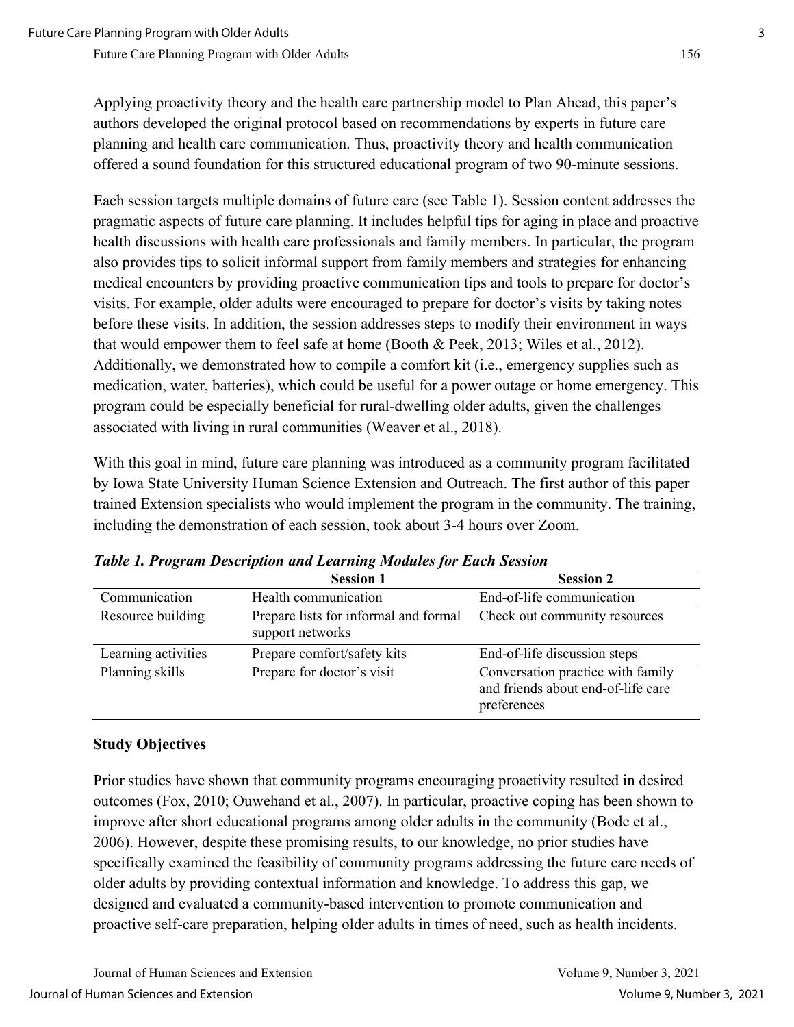Applying proactivity theory and the health care partnership model to Plan Ahead, this paper's authors developed the original protocol based on recommendations by experts in future care planning and health care communication. Thus, proactivity theory and health communication offered a sound foundation for this structured educational program of two 90-minute sessions.

Each session targets multiple domains of future care (see Table 1). Session content addresses the pragmatic aspects of future care planning. It includes helpful tips for aging in place and proactive health discussions with health care professionals and family members. In particular, the program also provides tips to solicit informal support from family members and strategies for enhancing medical encounters by providing proactive communication tips and tools to prepare for doctor's visits. For example, older adults were encouraged to prepare for doctor's visits by taking notes before these visits. In addition, the session addresses steps to modify their environment in ways that would empower them to feel safe at home (Booth & Peek, 2013; Wiles et al., 2012). Additionally, we demonstrated how to compile a comfort kit (i.e., emergency supplies such as medication, water, batteries), which could be useful for a power outage or home emergency. This program could be especially beneficial for rural-dwelling older adults, given the challenges associated with living in rural communities (Weaver et al., 2018).

With this goal in mind, future care planning was introduced as a community program facilitated by Iowa State University Human Science Extension and Outreach. The first author of this paper trained Extension specialists who would implement the program in the community. The training, including the demonstration of each session, took about 3-4 hours over Zoom.

***Table 1. Program Description and Learning Modules for Each Session***

| | Session 1 | Session 2 |
|---|---|---|
| Communication | Health communication | End-of-life communication |
| Resource building | Prepare lists for informal and formal support networks | Check out community resources |
| Learning activities | Prepare comfort/safety kits | End-of-life discussion steps |
| Planning skills | Prepare for doctor's visit | Conversation practice with family and friends about end-of-life care preferences |

### Study Objectives

Prior studies have shown that community programs encouraging proactivity resulted in desired outcomes (Fox, 2010; Ouwehand et al., 2007). In particular, proactive coping has been shown to improve after short educational programs among older adults in the community (Bode et al., 2006). However, despite these promising results, to our knowledge, no prior studies have specifically examined the feasibility of community programs addressing the future care needs of older adults by providing contextual information and knowledge. To address this gap, we designed and evaluated a community-based intervention to promote communication and proactive self-care preparation, helping older adults in times of need, such as health incidents.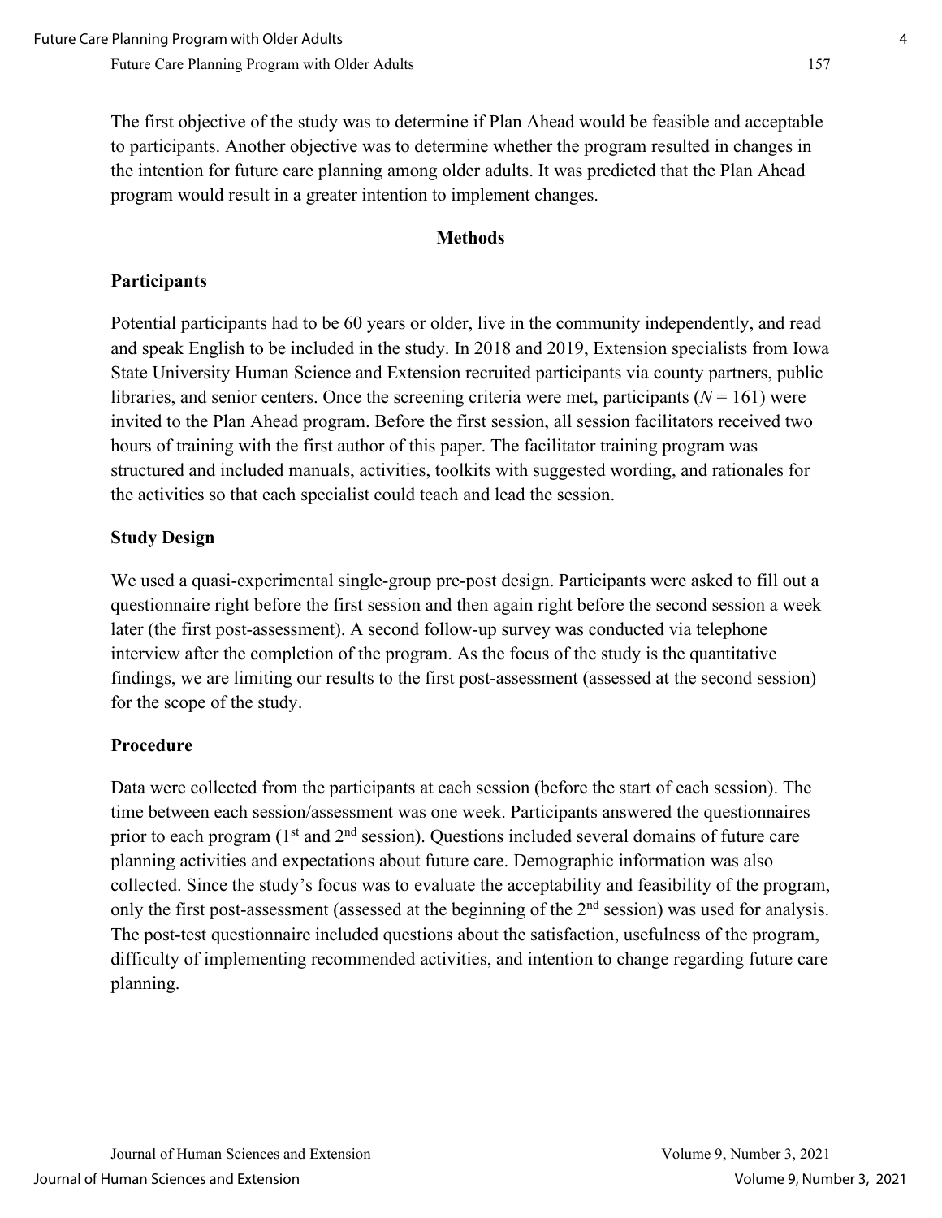The first objective of the study was to determine if Plan Ahead would be feasible and acceptable to participants. Another objective was to determine whether the program resulted in changes in the intention for future care planning among older adults. It was predicted that the Plan Ahead program would result in a greater intention to implement changes.

## Methods

### Participants

Potential participants had to be 60 years or older, live in the community independently, and read and speak English to be included in the study. In 2018 and 2019, Extension specialists from Iowa State University Human Science and Extension recruited participants via county partners, public libraries, and senior centers. Once the screening criteria were met, participants ($N = 161$) were invited to the Plan Ahead program. Before the first session, all session facilitators received two hours of training with the first author of this paper. The facilitator training program was structured and included manuals, activities, toolkits with suggested wording, and rationales for the activities so that each specialist could teach and lead the session.

### Study Design

We used a quasi-experimental single-group pre-post design. Participants were asked to fill out a questionnaire right before the first session and then again right before the second session a week later (the first post-assessment). A second follow-up survey was conducted via telephone interview after the completion of the program. As the focus of the study is the quantitative findings, we are limiting our results to the first post-assessment (assessed at the second session) for the scope of the study.

### Procedure

Data were collected from the participants at each session (before the start of each session). The time between each session/assessment was one week. Participants answered the questionnaires prior to each program (1st and 2nd session). Questions included several domains of future care planning activities and expectations about future care. Demographic information was also collected. Since the study's focus was to evaluate the acceptability and feasibility of the program, only the first post-assessment (assessed at the beginning of the 2nd session) was used for analysis. The post-test questionnaire included questions about the satisfaction, usefulness of the program, difficulty of implementing recommended activities, and intention to change regarding future care planning.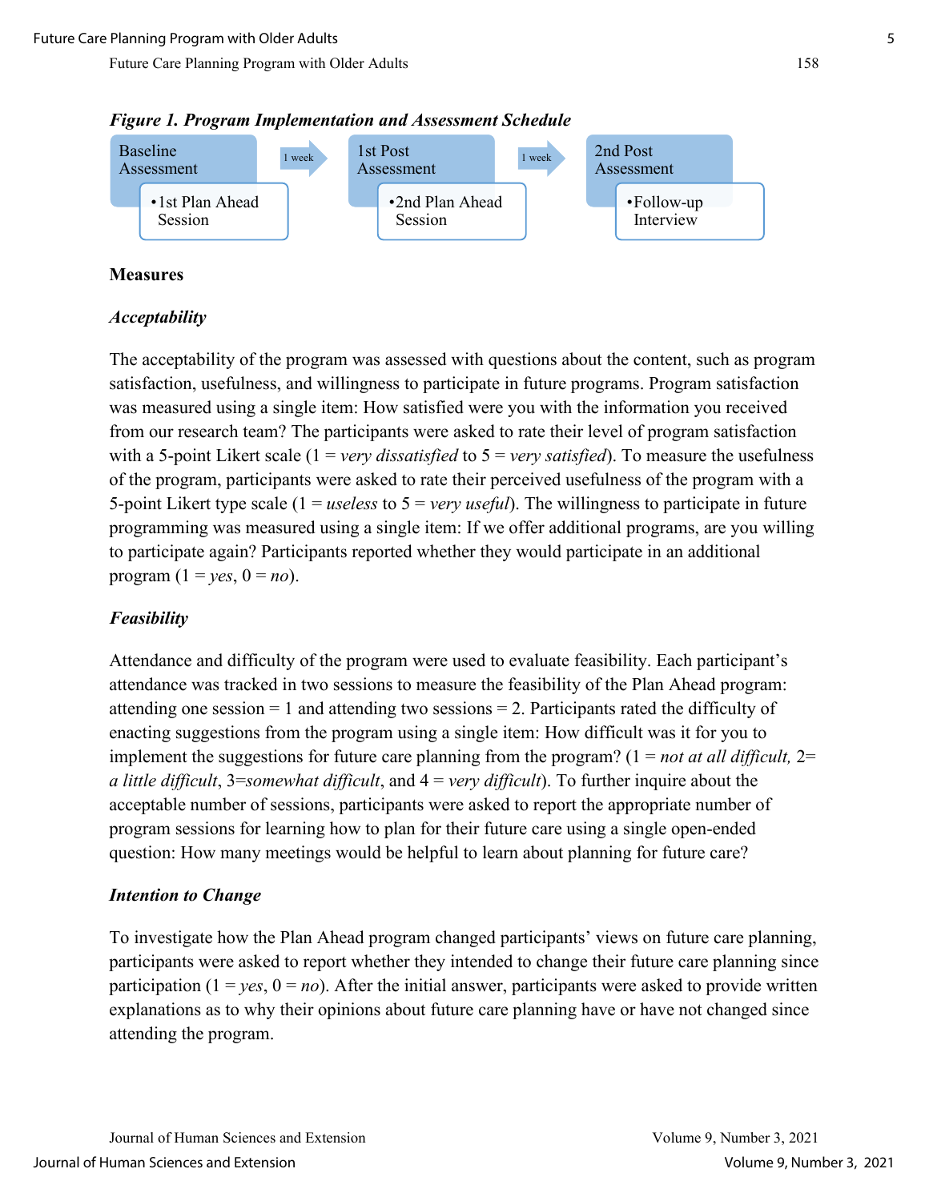*Figure 1. Program Implementation and Assessment Schedule*

Baseline Assessment → (1 week) → 1st Post Assessment → (1 week) → 2nd Post Assessment

- •1st Plan Ahead Session
- •2nd Plan Ahead Session
- •Follow-up Interview

**Measures**

***Acceptability***

The acceptability of the program was assessed with questions about the content, such as program satisfaction, usefulness, and willingness to participate in future programs. Program satisfaction was measured using a single item: How satisfied were you with the information you received from our research team? The participants were asked to rate their level of program satisfaction with a 5-point Likert scale (1 = *very dissatisfied* to 5 = *very satisfied*). To measure the usefulness of the program, participants were asked to rate their perceived usefulness of the program with a 5-point Likert type scale (1 = *useless* to 5 = *very useful*). The willingness to participate in future programming was measured using a single item: If we offer additional programs, are you willing to participate again? Participants reported whether they would participate in an additional program (1 = *yes*, 0 = *no*).

***Feasibility***

Attendance and difficulty of the program were used to evaluate feasibility. Each participant's attendance was tracked in two sessions to measure the feasibility of the Plan Ahead program: attending one session = 1 and attending two sessions = 2. Participants rated the difficulty of enacting suggestions from the program using a single item: How difficult was it for you to implement the suggestions for future care planning from the program? (1 = *not at all difficult,* 2= *a little difficult*, 3=*somewhat difficult*, and 4 = *very difficult*). To further inquire about the acceptable number of sessions, participants were asked to report the appropriate number of program sessions for learning how to plan for their future care using a single open-ended question: How many meetings would be helpful to learn about planning for future care?

***Intention to Change***

To investigate how the Plan Ahead program changed participants' views on future care planning, participants were asked to report whether they intended to change their future care planning since participation (1 = *yes*, 0 = *no*). After the initial answer, participants were asked to provide written explanations as to why their opinions about future care planning have or have not changed since attending the program.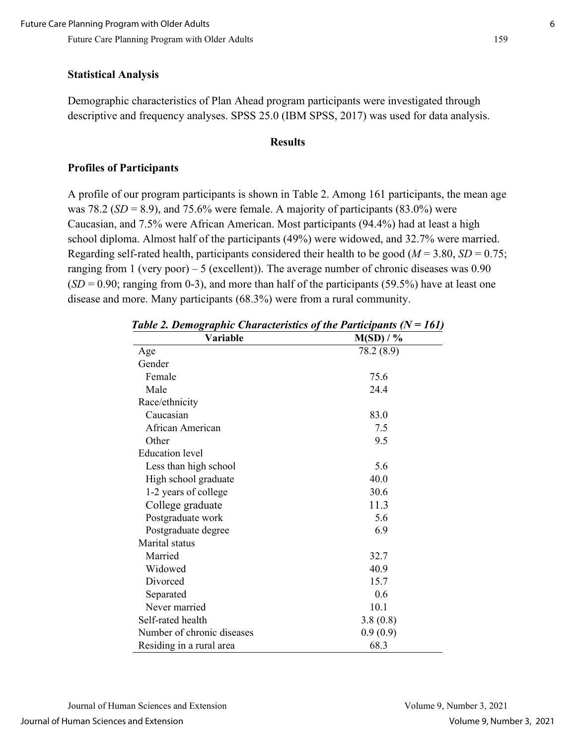### Statistical Analysis

Demographic characteristics of Plan Ahead program participants were investigated through descriptive and frequency analyses. SPSS 25.0 (IBM SPSS, 2017) was used for data analysis.

## Results

### Profiles of Participants

A profile of our program participants is shown in Table 2. Among 161 participants, the mean age was 78.2 (*SD* = 8.9), and 75.6% were female. A majority of participants (83.0%) were Caucasian, and 7.5% were African American. Most participants (94.4%) had at least a high school diploma. Almost half of the participants (49%) were widowed, and 32.7% were married. Regarding self-rated health, participants considered their health to be good (*M* = 3.80, *SD* = 0.75; ranging from 1 (very poor) – 5 (excellent)). The average number of chronic diseases was 0.90 (*SD* = 0.90; ranging from 0-3), and more than half of the participants (59.5%) have at least one disease and more. Many participants (68.3%) were from a rural community.

***Table 2. Demographic Characteristics of the Participants (N = 161)***

| Variable | M(SD) / % |
|---|---|
| Age | 78.2 (8.9) |
| Gender | |
| Female | 75.6 |
| Male | 24.4 |
| Race/ethnicity | |
| Caucasian | 83.0 |
| African American | 7.5 |
| Other | 9.5 |
| Education level | |
| Less than high school | 5.6 |
| High school graduate | 40.0 |
| 1-2 years of college | 30.6 |
| College graduate | 11.3 |
| Postgraduate work | 5.6 |
| Postgraduate degree | 6.9 |
| Marital status | |
| Married | 32.7 |
| Widowed | 40.9 |
| Divorced | 15.7 |
| Separated | 0.6 |
| Never married | 10.1 |
| Self-rated health | 3.8 (0.8) |
| Number of chronic diseases | 0.9 (0.9) |
| Residing in a rural area | 68.3 |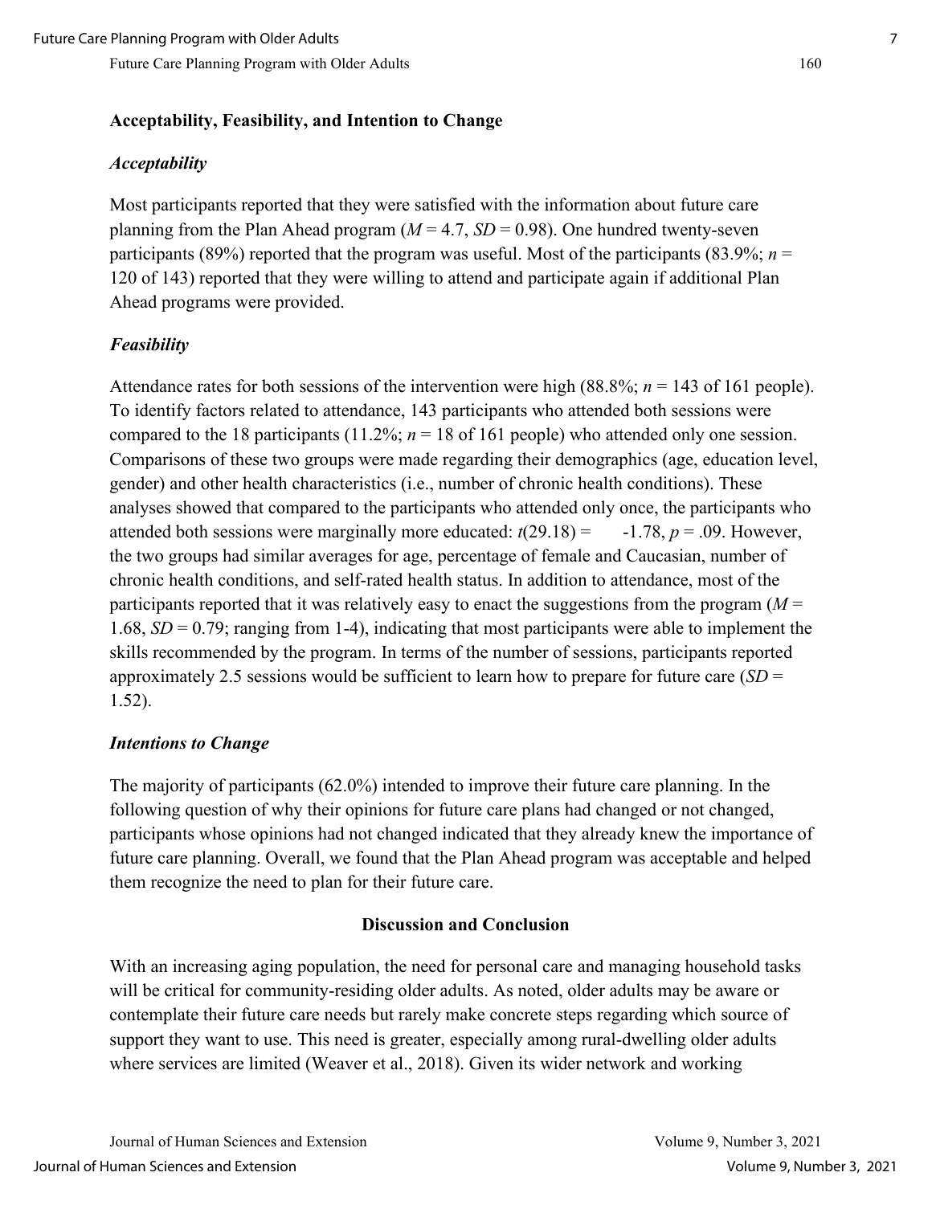## Acceptability, Feasibility, and Intention to Change

### *Acceptability*

Most participants reported that they were satisfied with the information about future care planning from the Plan Ahead program ($M$ = 4.7, $SD$ = 0.98). One hundred twenty-seven participants (89%) reported that the program was useful. Most of the participants (83.9%; $n$ = 120 of 143) reported that they were willing to attend and participate again if additional Plan Ahead programs were provided.

### *Feasibility*

Attendance rates for both sessions of the intervention were high (88.8%; $n$ = 143 of 161 people). To identify factors related to attendance, 143 participants who attended both sessions were compared to the 18 participants (11.2%; $n$ = 18 of 161 people) who attended only one session. Comparisons of these two groups were made regarding their demographics (age, education level, gender) and other health characteristics (i.e., number of chronic health conditions). These analyses showed that compared to the participants who attended only once, the participants who attended both sessions were marginally more educated: $t(29.18) = -1.78$, $p = .09$. However, the two groups had similar averages for age, percentage of female and Caucasian, number of chronic health conditions, and self-rated health status. In addition to attendance, most of the participants reported that it was relatively easy to enact the suggestions from the program ($M$ = 1.68, $SD$ = 0.79; ranging from 1-4), indicating that most participants were able to implement the skills recommended by the program. In terms of the number of sessions, participants reported approximately 2.5 sessions would be sufficient to learn how to prepare for future care ($SD$ = 1.52).

### *Intentions to Change*

The majority of participants (62.0%) intended to improve their future care planning. In the following question of why their opinions for future care plans had changed or not changed, participants whose opinions had not changed indicated that they already knew the importance of future care planning. Overall, we found that the Plan Ahead program was acceptable and helped them recognize the need to plan for their future care.

## Discussion and Conclusion

With an increasing aging population, the need for personal care and managing household tasks will be critical for community-residing older adults. As noted, older adults may be aware or contemplate their future care needs but rarely make concrete steps regarding which source of support they want to use. This need is greater, especially among rural-dwelling older adults where services are limited (Weaver et al., 2018). Given its wider network and working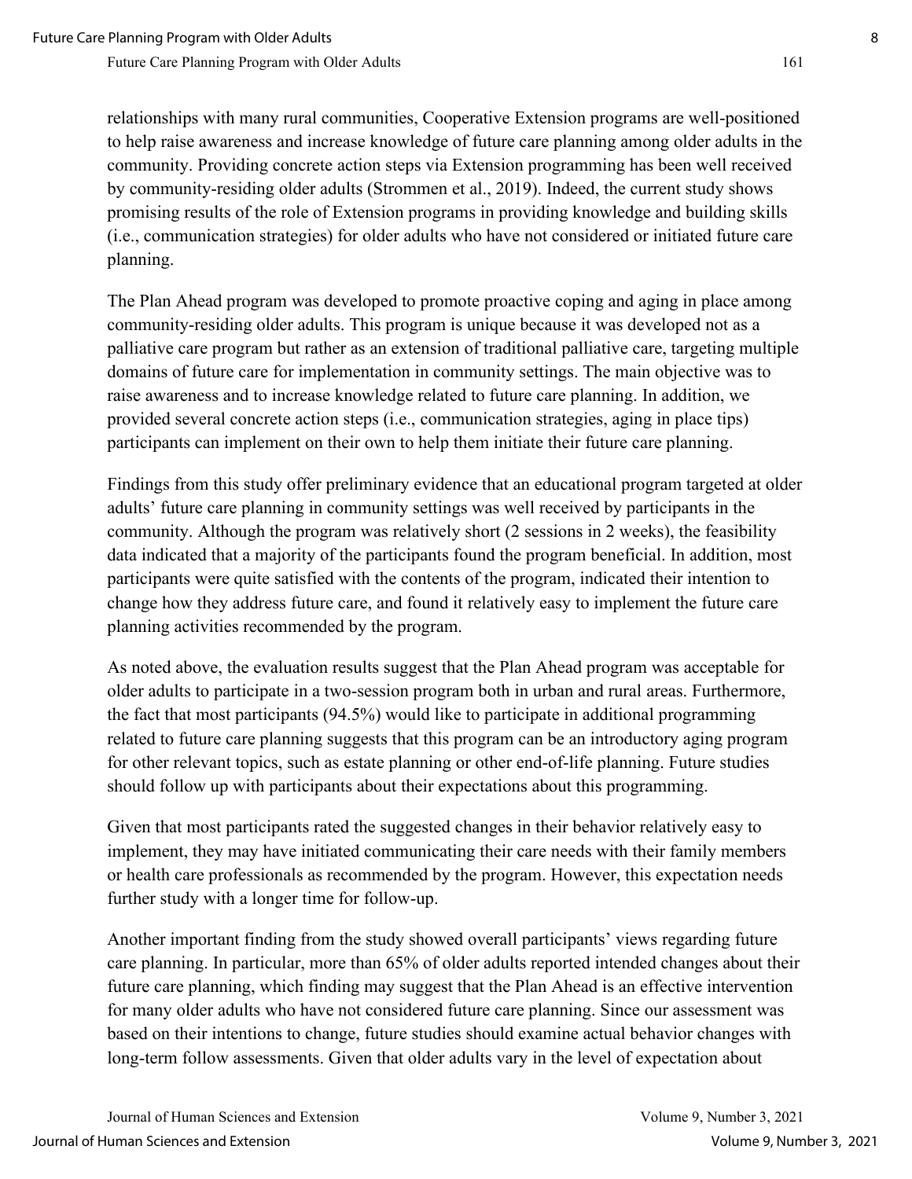relationships with many rural communities, Cooperative Extension programs are well-positioned to help raise awareness and increase knowledge of future care planning among older adults in the community. Providing concrete action steps via Extension programming has been well received by community-residing older adults (Strommen et al., 2019). Indeed, the current study shows promising results of the role of Extension programs in providing knowledge and building skills (i.e., communication strategies) for older adults who have not considered or initiated future care planning.

The Plan Ahead program was developed to promote proactive coping and aging in place among community-residing older adults. This program is unique because it was developed not as a palliative care program but rather as an extension of traditional palliative care, targeting multiple domains of future care for implementation in community settings. The main objective was to raise awareness and to increase knowledge related to future care planning. In addition, we provided several concrete action steps (i.e., communication strategies, aging in place tips) participants can implement on their own to help them initiate their future care planning.

Findings from this study offer preliminary evidence that an educational program targeted at older adults' future care planning in community settings was well received by participants in the community. Although the program was relatively short (2 sessions in 2 weeks), the feasibility data indicated that a majority of the participants found the program beneficial. In addition, most participants were quite satisfied with the contents of the program, indicated their intention to change how they address future care, and found it relatively easy to implement the future care planning activities recommended by the program.

As noted above, the evaluation results suggest that the Plan Ahead program was acceptable for older adults to participate in a two-session program both in urban and rural areas. Furthermore, the fact that most participants (94.5%) would like to participate in additional programming related to future care planning suggests that this program can be an introductory aging program for other relevant topics, such as estate planning or other end-of-life planning. Future studies should follow up with participants about their expectations about this programming.

Given that most participants rated the suggested changes in their behavior relatively easy to implement, they may have initiated communicating their care needs with their family members or health care professionals as recommended by the program. However, this expectation needs further study with a longer time for follow-up.

Another important finding from the study showed overall participants' views regarding future care planning. In particular, more than 65% of older adults reported intended changes about their future care planning, which finding may suggest that the Plan Ahead is an effective intervention for many older adults who have not considered future care planning. Since our assessment was based on their intentions to change, future studies should examine actual behavior changes with long-term follow assessments. Given that older adults vary in the level of expectation about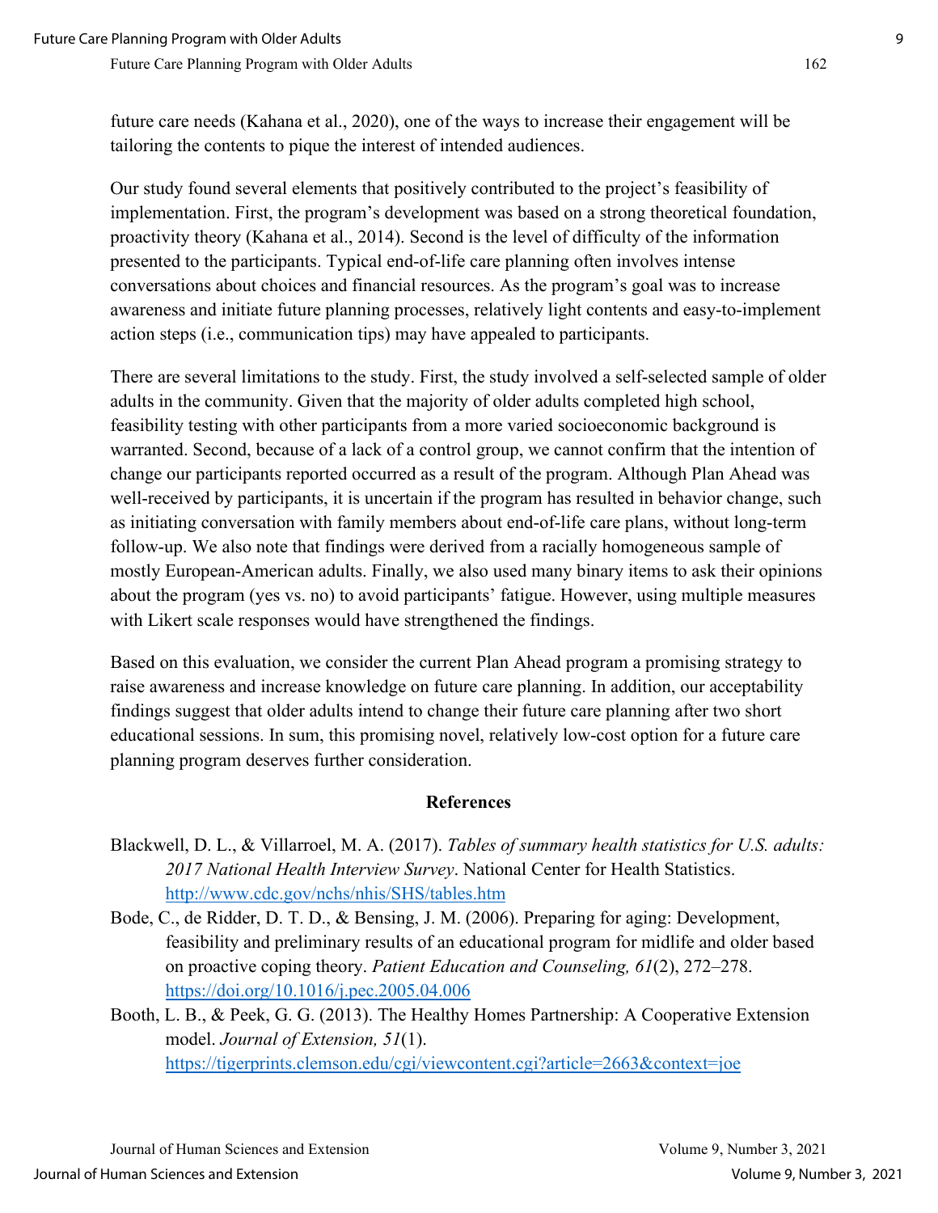future care needs (Kahana et al., 2020), one of the ways to increase their engagement will be tailoring the contents to pique the interest of intended audiences.

Our study found several elements that positively contributed to the project's feasibility of implementation. First, the program's development was based on a strong theoretical foundation, proactivity theory (Kahana et al., 2014). Second is the level of difficulty of the information presented to the participants. Typical end-of-life care planning often involves intense conversations about choices and financial resources. As the program's goal was to increase awareness and initiate future planning processes, relatively light contents and easy-to-implement action steps (i.e., communication tips) may have appealed to participants.

There are several limitations to the study. First, the study involved a self-selected sample of older adults in the community. Given that the majority of older adults completed high school, feasibility testing with other participants from a more varied socioeconomic background is warranted. Second, because of a lack of a control group, we cannot confirm that the intention of change our participants reported occurred as a result of the program. Although Plan Ahead was well-received by participants, it is uncertain if the program has resulted in behavior change, such as initiating conversation with family members about end-of-life care plans, without long-term follow-up. We also note that findings were derived from a racially homogeneous sample of mostly European-American adults. Finally, we also used many binary items to ask their opinions about the program (yes vs. no) to avoid participants' fatigue. However, using multiple measures with Likert scale responses would have strengthened the findings.

Based on this evaluation, we consider the current Plan Ahead program a promising strategy to raise awareness and increase knowledge on future care planning. In addition, our acceptability findings suggest that older adults intend to change their future care planning after two short educational sessions. In sum, this promising novel, relatively low-cost option for a future care planning program deserves further consideration.

## References

Blackwell, D. L., & Villarroel, M. A. (2017). *Tables of summary health statistics for U.S. adults: 2017 National Health Interview Survey*. National Center for Health Statistics. http://www.cdc.gov/nchs/nhis/SHS/tables.htm

Bode, C., de Ridder, D. T. D., & Bensing, J. M. (2006). Preparing for aging: Development, feasibility and preliminary results of an educational program for midlife and older based on proactive coping theory. *Patient Education and Counseling, 61*(2), 272–278. https://doi.org/10.1016/j.pec.2005.04.006

Booth, L. B., & Peek, G. G. (2013). The Healthy Homes Partnership: A Cooperative Extension model. *Journal of Extension, 51*(1). https://tigerprints.clemson.edu/cgi/viewcontent.cgi?article=2663&context=joe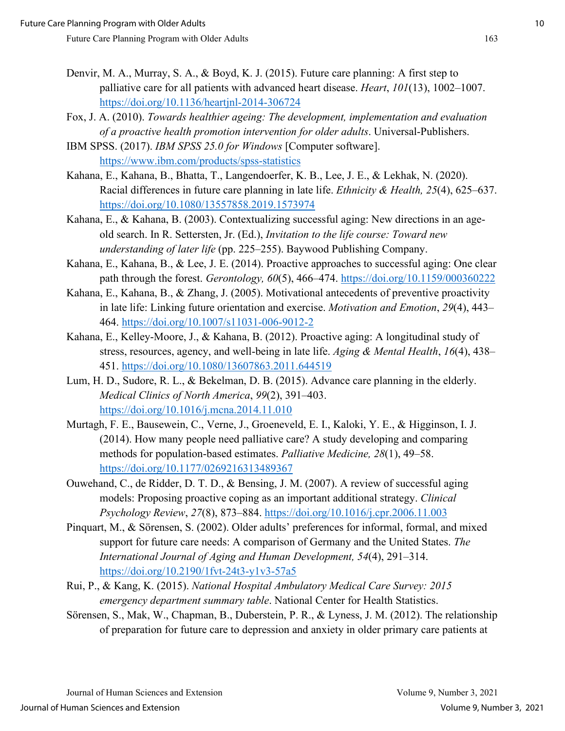Denvir, M. A., Murray, S. A., & Boyd, K. J. (2015). Future care planning: A first step to palliative care for all patients with advanced heart disease. *Heart*, *101*(13), 1002–1007. https://doi.org/10.1136/heartjnl-2014-306724

Fox, J. A. (2010). *Towards healthier ageing: The development, implementation and evaluation of a proactive health promotion intervention for older adults*. Universal-Publishers.

IBM SPSS. (2017). *IBM SPSS 25.0 for Windows* [Computer software]. https://www.ibm.com/products/spss-statistics

Kahana, E., Kahana, B., Bhatta, T., Langendoerfer, K. B., Lee, J. E., & Lekhak, N. (2020). Racial differences in future care planning in late life. *Ethnicity & Health, 25*(4), 625–637. https://doi.org/10.1080/13557858.2019.1573974

Kahana, E., & Kahana, B. (2003). Contextualizing successful aging: New directions in an age-old search. In R. Settersten, Jr. (Ed.), *Invitation to the life course: Toward new understanding of later life* (pp. 225–255). Baywood Publishing Company.

Kahana, E., Kahana, B., & Lee, J. E. (2014). Proactive approaches to successful aging: One clear path through the forest. *Gerontology, 60*(5), 466–474. https://doi.org/10.1159/000360222

Kahana, E., Kahana, B., & Zhang, J. (2005). Motivational antecedents of preventive proactivity in late life: Linking future orientation and exercise. *Motivation and Emotion*, *29*(4), 443–464. https://doi.org/10.1007/s11031-006-9012-2

Kahana, E., Kelley-Moore, J., & Kahana, B. (2012). Proactive aging: A longitudinal study of stress, resources, agency, and well-being in late life. *Aging & Mental Health*, *16*(4), 438–451. https://doi.org/10.1080/13607863.2011.644519

Lum, H. D., Sudore, R. L., & Bekelman, D. B. (2015). Advance care planning in the elderly. *Medical Clinics of North America*, *99*(2), 391–403. https://doi.org/10.1016/j.mcna.2014.11.010

Murtagh, F. E., Bausewein, C., Verne, J., Groeneveld, E. I., Kaloki, Y. E., & Higginson, I. J. (2014). How many people need palliative care? A study developing and comparing methods for population-based estimates. *Palliative Medicine, 28*(1), 49–58. https://doi.org/10.1177/0269216313489367

Ouwehand, C., de Ridder, D. T. D., & Bensing, J. M. (2007). A review of successful aging models: Proposing proactive coping as an important additional strategy. *Clinical Psychology Review*, *27*(8), 873–884. https://doi.org/10.1016/j.cpr.2006.11.003

Pinquart, M., & Sörensen, S. (2002). Older adults' preferences for informal, formal, and mixed support for future care needs: A comparison of Germany and the United States. *The International Journal of Aging and Human Development, 54*(4), 291–314. https://doi.org/10.2190/1fvt-24t3-y1v3-57a5

Rui, P., & Kang, K. (2015). *National Hospital Ambulatory Medical Care Survey: 2015 emergency department summary table*. National Center for Health Statistics.

Sörensen, S., Mak, W., Chapman, B., Duberstein, P. R., & Lyness, J. M. (2012). The relationship of preparation for future care to depression and anxiety in older primary care patients at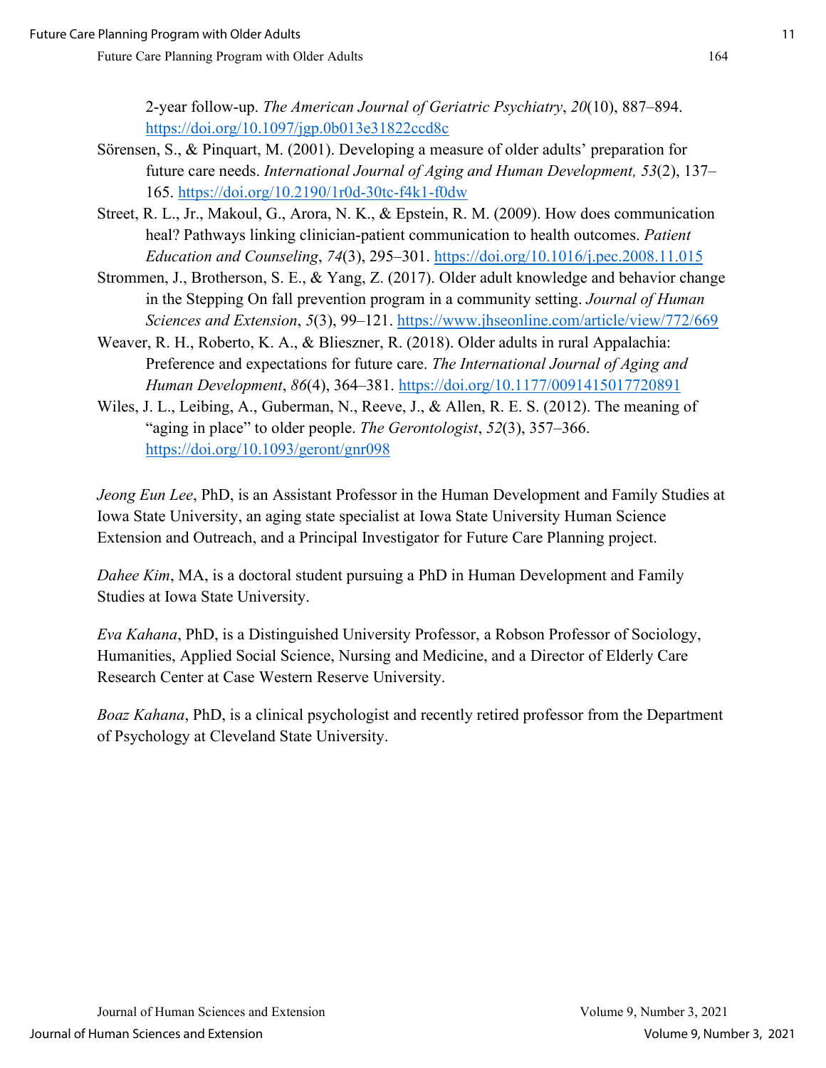2-year follow-up. *The American Journal of Geriatric Psychiatry*, *20*(10), 887–894. https://doi.org/10.1097/jgp.0b013e31822ccd8c

Sörensen, S., & Pinquart, M. (2001). Developing a measure of older adults' preparation for future care needs. *International Journal of Aging and Human Development, 53*(2), 137–165. https://doi.org/10.2190/1r0d-30tc-f4k1-f0dw

Street, R. L., Jr., Makoul, G., Arora, N. K., & Epstein, R. M. (2009). How does communication heal? Pathways linking clinician-patient communication to health outcomes. *Patient Education and Counseling*, *74*(3), 295–301. https://doi.org/10.1016/j.pec.2008.11.015

Strommen, J., Brotherson, S. E., & Yang, Z. (2017). Older adult knowledge and behavior change in the Stepping On fall prevention program in a community setting. *Journal of Human Sciences and Extension*, *5*(3), 99–121. https://www.jhseonline.com/article/view/772/669

Weaver, R. H., Roberto, K. A., & Blieszner, R. (2018). Older adults in rural Appalachia: Preference and expectations for future care. *The International Journal of Aging and Human Development*, *86*(4), 364–381. https://doi.org/10.1177/0091415017720891

Wiles, J. L., Leibing, A., Guberman, N., Reeve, J., & Allen, R. E. S. (2012). The meaning of "aging in place" to older people. *The Gerontologist*, *52*(3), 357–366. https://doi.org/10.1093/geront/gnr098

*Jeong Eun Lee*, PhD, is an Assistant Professor in the Human Development and Family Studies at Iowa State University, an aging state specialist at Iowa State University Human Science Extension and Outreach, and a Principal Investigator for Future Care Planning project.

*Dahee Kim*, MA, is a doctoral student pursuing a PhD in Human Development and Family Studies at Iowa State University.

*Eva Kahana*, PhD, is a Distinguished University Professor, a Robson Professor of Sociology, Humanities, Applied Social Science, Nursing and Medicine, and a Director of Elderly Care Research Center at Case Western Reserve University.

*Boaz Kahana*, PhD, is a clinical psychologist and recently retired professor from the Department of Psychology at Cleveland State University.